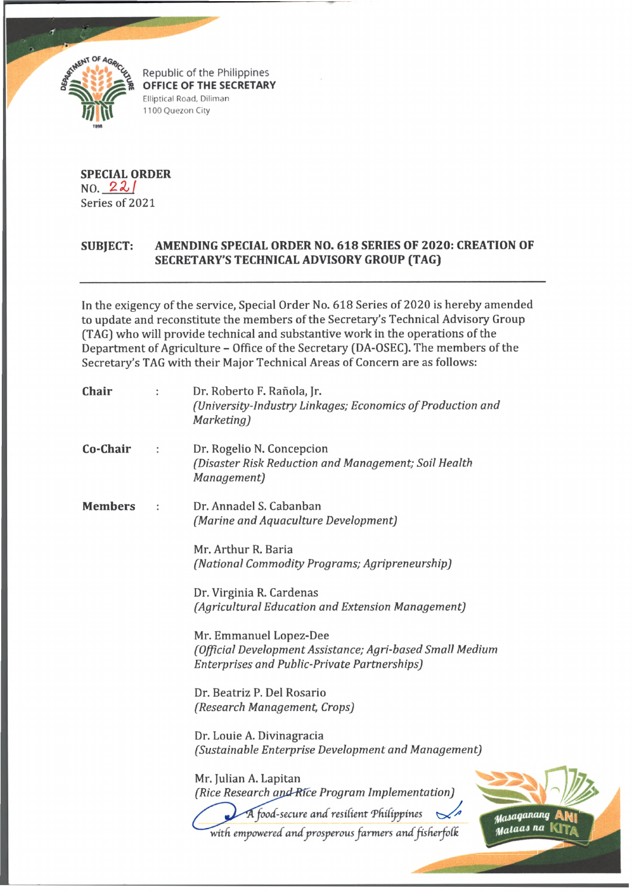Republic of the Philippines
**OFFICE OF THE SECRETARY**
Elliptical Road, Diliman
1100 Quezon City

**SPECIAL ORDER**
NO. 221
Series of 2021

**SUBJECT: AMENDING SPECIAL ORDER NO. 618 SERIES OF 2020: CREATION OF SECRETARY'S TECHNICAL ADVISORY GROUP (TAG)**

---

In the exigency of the service, Special Order No. 618 Series of 2020 is hereby amended to update and reconstitute the members of the Secretary's Technical Advisory Group (TAG) who will provide technical and substantive work in the operations of the Department of Agriculture – Office of the Secretary (DA-OSEC). The members of the Secretary's TAG with their Major Technical Areas of Concern are as follows:

**Chair** : Dr. Roberto F. Rañola, Jr.
*(University-Industry Linkages; Economics of Production and Marketing)*

**Co-Chair** : Dr. Rogelio N. Concepcion
*(Disaster Risk Reduction and Management; Soil Health Management)*

**Members** :

Dr. Annadel S. Cabanban
*(Marine and Aquaculture Development)*

Mr. Arthur R. Baria
*(National Commodity Programs; Agripreneurship)*

Dr. Virginia R. Cardenas
*(Agricultural Education and Extension Management)*

Mr. Emmanuel Lopez-Dee
*(Official Development Assistance; Agri-based Small Medium Enterprises and Public-Private Partnerships)*

Dr. Beatriz P. Del Rosario
*(Research Management, Crops)*

Dr. Louie A. Divinagracia
*(Sustainable Enterprise Development and Management)*

Mr. Julian A. Lapitan
*(Rice Research and Rice Program Implementation)*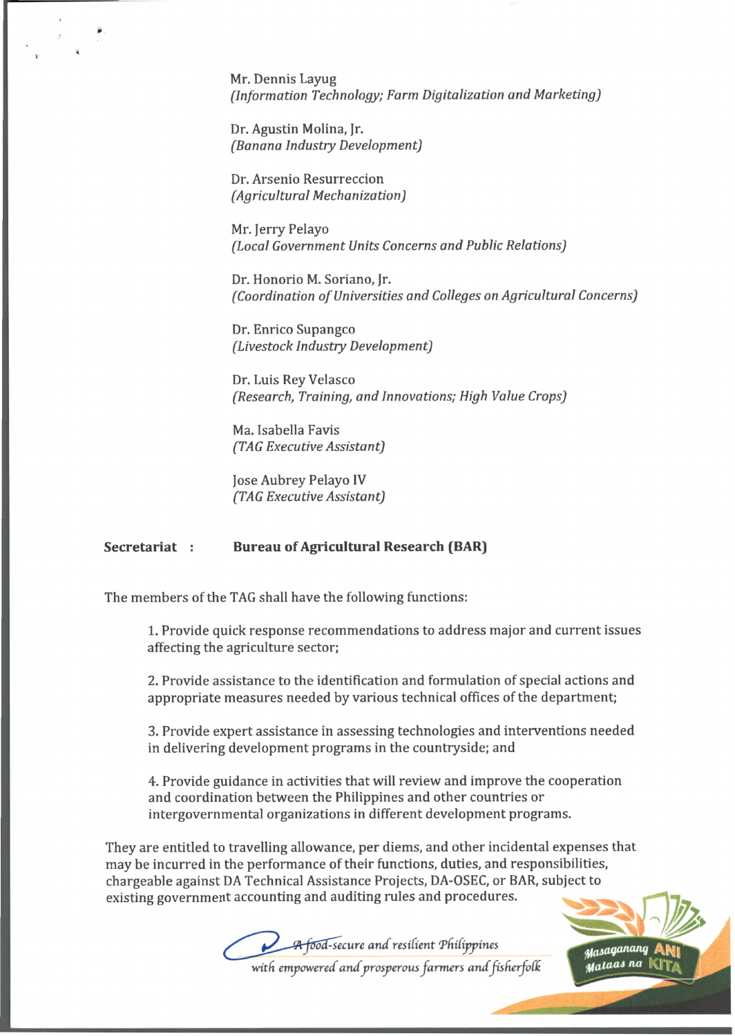Mr. Dennis Layug
*(Information Technology; Farm Digitalization and Marketing)*

Dr. Agustin Molina, Jr.
*(Banana Industry Development)*

Dr. Arsenio Resurreccion
*(Agricultural Mechanization)*

Mr. Jerry Pelayo
*(Local Government Units Concerns and Public Relations)*

Dr. Honorio M. Soriano, Jr.
*(Coordination of Universities and Colleges on Agricultural Concerns)*

Dr. Enrico Supangco
*(Livestock Industry Development)*

Dr. Luis Rey Velasco
*(Research, Training, and Innovations; High Value Crops)*

Ma. Isabella Favis
*(TAG Executive Assistant)*

Jose Aubrey Pelayo IV
*(TAG Executive Assistant)*

**Secretariat :** **Bureau of Agricultural Research (BAR)**

The members of the TAG shall have the following functions:

1. Provide quick response recommendations to address major and current issues affecting the agriculture sector;

2. Provide assistance to the identification and formulation of special actions and appropriate measures needed by various technical offices of the department;

3. Provide expert assistance in assessing technologies and interventions needed in delivering development programs in the countryside; and

4. Provide guidance in activities that will review and improve the cooperation and coordination between the Philippines and other countries or intergovernmental organizations in different development programs.

They are entitled to travelling allowance, per diems, and other incidental expenses that may be incurred in the performance of their functions, duties, and responsibilities, chargeable against DA Technical Assistance Projects, DA-OSEC, or BAR, subject to existing government accounting and auditing rules and procedures.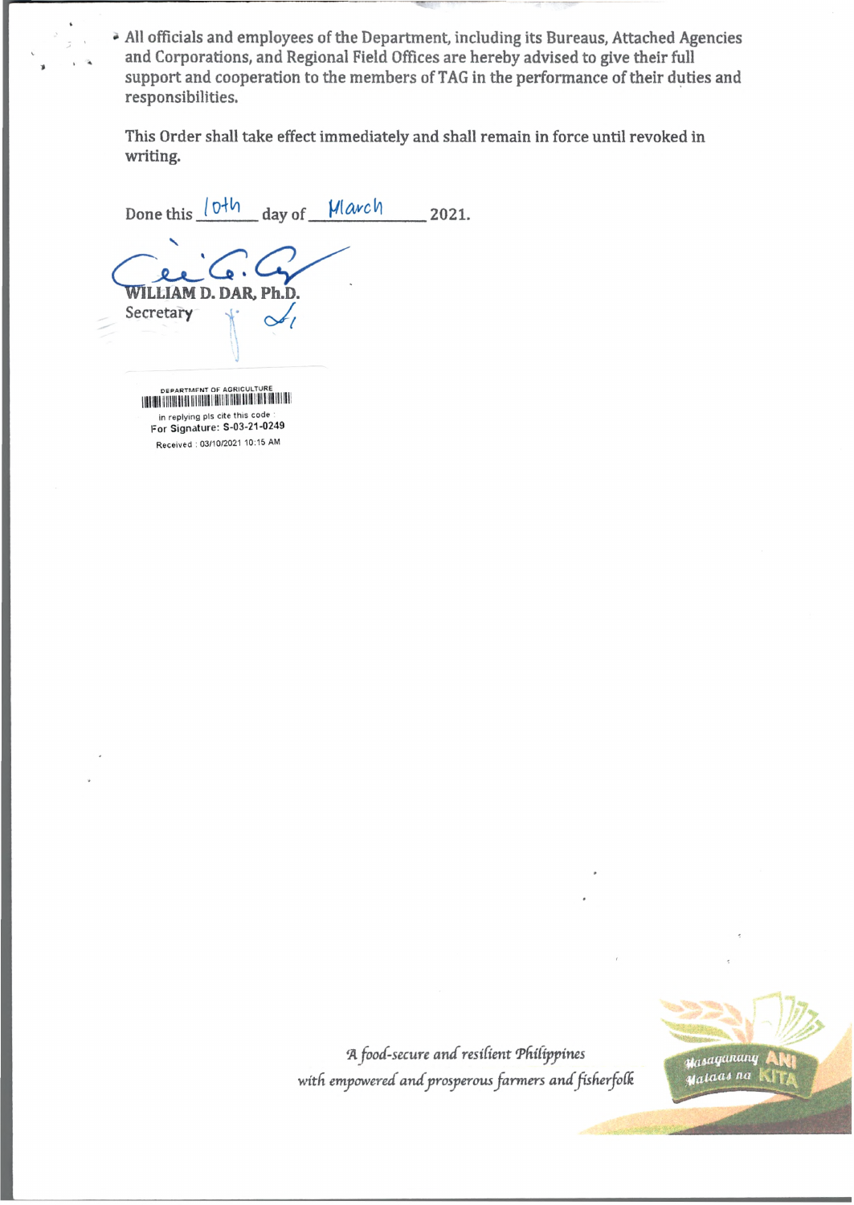- All officials and employees of the Department, including its Bureaus, Attached Agencies and Corporations, and Regional Field Offices are hereby advised to give their full support and cooperation to the members of TAG in the performance of their duties and responsibilities.

This Order shall take effect immediately and shall remain in force until revoked in writing.

Done this 10th day of March 2021.

**WILLIAM D. DAR, Ph.D.**
Secretary

DEPARTMENT OF AGRICULTURE
in replying pls cite this code :
For Signature: S-03-21-0249
Received : 03/10/2021 10:15 AM

*A food-secure and resilient Philippines with empowered and prosperous farmers and fisherfolk*

Masaganang ANI Mataas na KITA